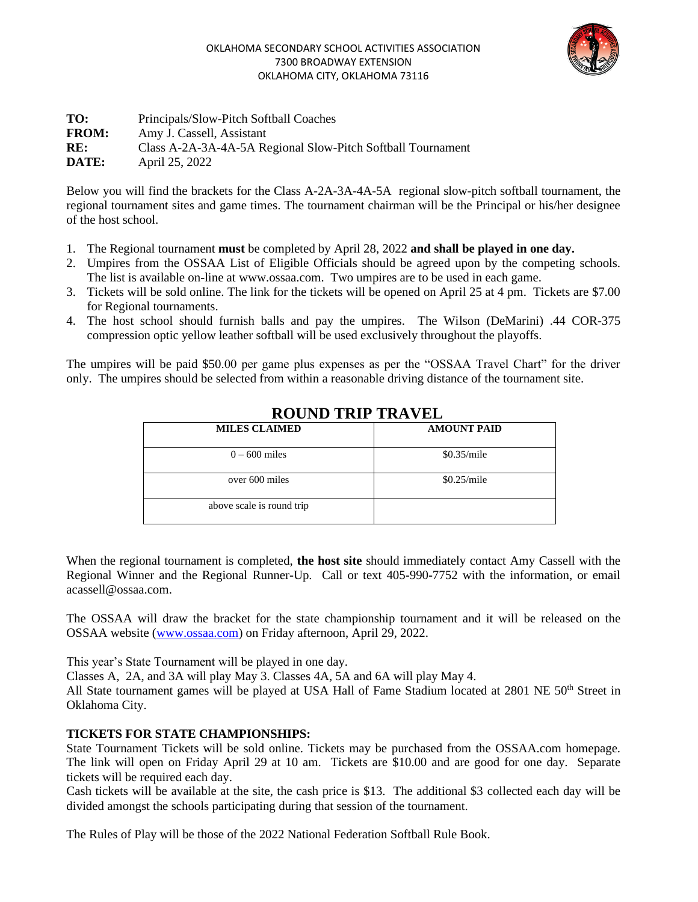OKLAHOMA SECONDARY SCHOOL ACTIVITIES ASSOCIATION
7300 BROADWAY EXTENSION
OKLAHOMA CITY, OKLAHOMA 73116

**TO:** Principals/Slow-Pitch Softball Coaches
**FROM:** Amy J. Cassell, Assistant
**RE:** Class A-2A-3A-4A-5A Regional Slow-Pitch Softball Tournament
**DATE:** April 25, 2022

Below you will find the brackets for the Class A-2A-3A-4A-5A regional slow-pitch softball tournament, the regional tournament sites and game times. The tournament chairman will be the Principal or his/her designee of the host school.

1. The Regional tournament **must** be completed by April 28, 2022 **and shall be played in one day.**
2. Umpires from the OSSAA List of Eligible Officials should be agreed upon by the competing schools. The list is available on-line at www.ossaa.com. Two umpires are to be used in each game.
3. Tickets will be sold online. The link for the tickets will be opened on April 25 at 4 pm. Tickets are $7.00 for Regional tournaments.
4. The host school should furnish balls and pay the umpires. The Wilson (DeMarini) .44 COR-375 compression optic yellow leather softball will be used exclusively throughout the playoffs.

The umpires will be paid $50.00 per game plus expenses as per the "OSSAA Travel Chart" for the driver only. The umpires should be selected from within a reasonable driving distance of the tournament site.

## ROUND TRIP TRAVEL

| MILES CLAIMED | AMOUNT PAID |
|---|---|
| 0 – 600 miles | $0.35/mile |
| over 600 miles | $0.25/mile |
| above scale is round trip | |

When the regional tournament is completed, **the host site** should immediately contact Amy Cassell with the Regional Winner and the Regional Runner-Up. Call or text 405-990-7752 with the information, or email acassell@ossaa.com.

The OSSAA will draw the bracket for the state championship tournament and it will be released on the OSSAA website (www.ossaa.com) on Friday afternoon, April 29, 2022.

This year's State Tournament will be played in one day.
Classes A, 2A, and 3A will play May 3. Classes 4A, 5A and 6A will play May 4.
All State tournament games will be played at USA Hall of Fame Stadium located at 2801 NE 50th Street in Oklahoma City.

**TICKETS FOR STATE CHAMPIONSHIPS:**
State Tournament Tickets will be sold online. Tickets may be purchased from the OSSAA.com homepage. The link will open on Friday April 29 at 10 am. Tickets are $10.00 and are good for one day. Separate tickets will be required each day.
Cash tickets will be available at the site, the cash price is $13. The additional $3 collected each day will be divided amongst the schools participating during that session of the tournament.

The Rules of Play will be those of the 2022 National Federation Softball Rule Book.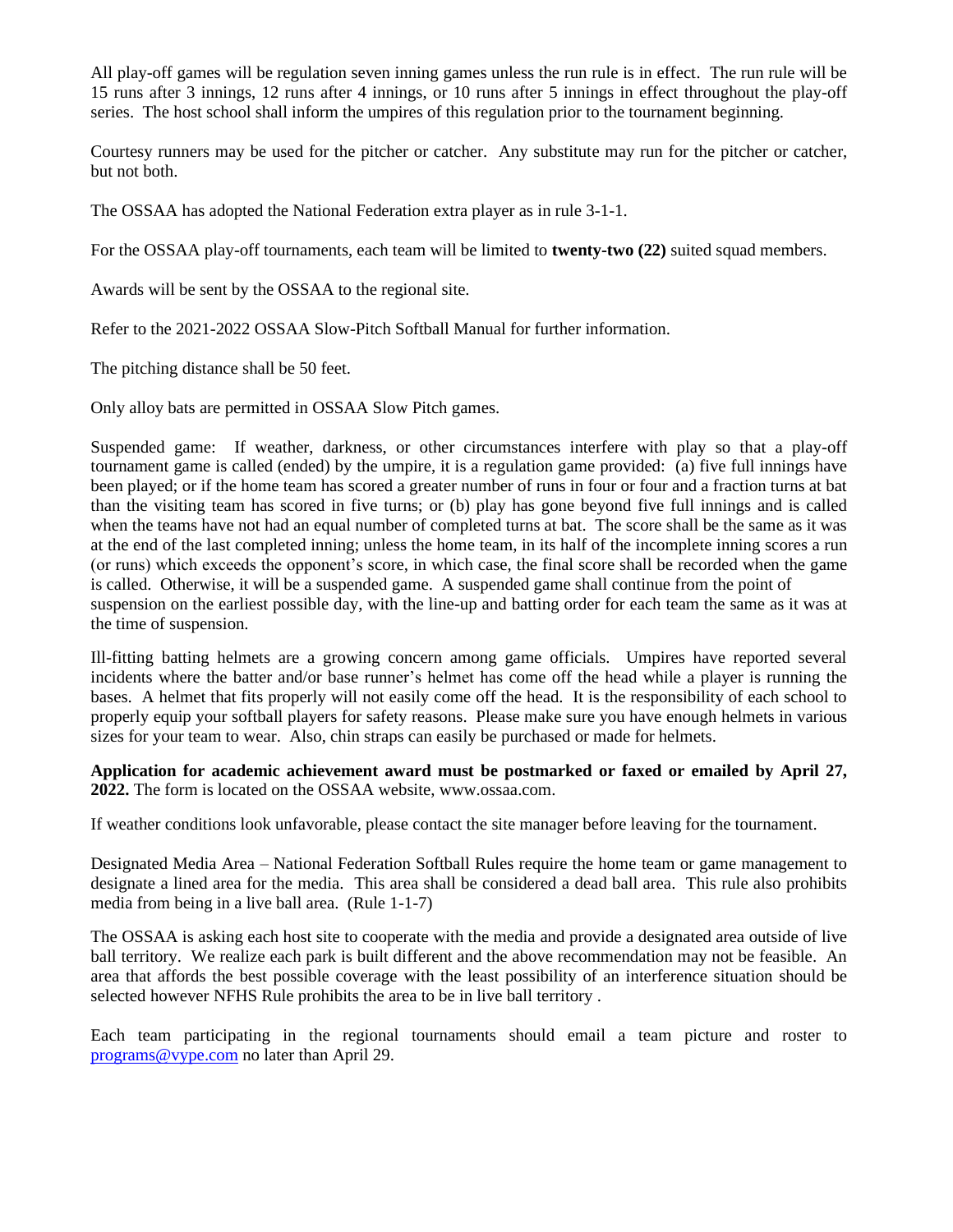All play-off games will be regulation seven inning games unless the run rule is in effect. The run rule will be 15 runs after 3 innings, 12 runs after 4 innings, or 10 runs after 5 innings in effect throughout the play-off series. The host school shall inform the umpires of this regulation prior to the tournament beginning.

Courtesy runners may be used for the pitcher or catcher. Any substitute may run for the pitcher or catcher, but not both.

The OSSAA has adopted the National Federation extra player as in rule 3-1-1.

For the OSSAA play-off tournaments, each team will be limited to **twenty-two (22)** suited squad members.

Awards will be sent by the OSSAA to the regional site.

Refer to the 2021-2022 OSSAA Slow-Pitch Softball Manual for further information.

The pitching distance shall be 50 feet.

Only alloy bats are permitted in OSSAA Slow Pitch games.

Suspended game: If weather, darkness, or other circumstances interfere with play so that a play-off tournament game is called (ended) by the umpire, it is a regulation game provided: (a) five full innings have been played; or if the home team has scored a greater number of runs in four or four and a fraction turns at bat than the visiting team has scored in five turns; or (b) play has gone beyond five full innings and is called when the teams have not had an equal number of completed turns at bat. The score shall be the same as it was at the end of the last completed inning; unless the home team, in its half of the incomplete inning scores a run (or runs) which exceeds the opponent's score, in which case, the final score shall be recorded when the game is called. Otherwise, it will be a suspended game. A suspended game shall continue from the point of suspension on the earliest possible day, with the line-up and batting order for each team the same as it was at the time of suspension.

Ill-fitting batting helmets are a growing concern among game officials. Umpires have reported several incidents where the batter and/or base runner's helmet has come off the head while a player is running the bases. A helmet that fits properly will not easily come off the head. It is the responsibility of each school to properly equip your softball players for safety reasons. Please make sure you have enough helmets in various sizes for your team to wear. Also, chin straps can easily be purchased or made for helmets.

**Application for academic achievement award must be postmarked or faxed or emailed by April 27, 2022.** The form is located on the OSSAA website, www.ossaa.com.

If weather conditions look unfavorable, please contact the site manager before leaving for the tournament.

Designated Media Area – National Federation Softball Rules require the home team or game management to designate a lined area for the media. This area shall be considered a dead ball area. This rule also prohibits media from being in a live ball area. (Rule 1-1-7)

The OSSAA is asking each host site to cooperate with the media and provide a designated area outside of live ball territory. We realize each park is built different and the above recommendation may not be feasible. An area that affords the best possible coverage with the least possibility of an interference situation should be selected however NFHS Rule prohibits the area to be in live ball territory .

Each team participating in the regional tournaments should email a team picture and roster to programs@vype.com no later than April 29.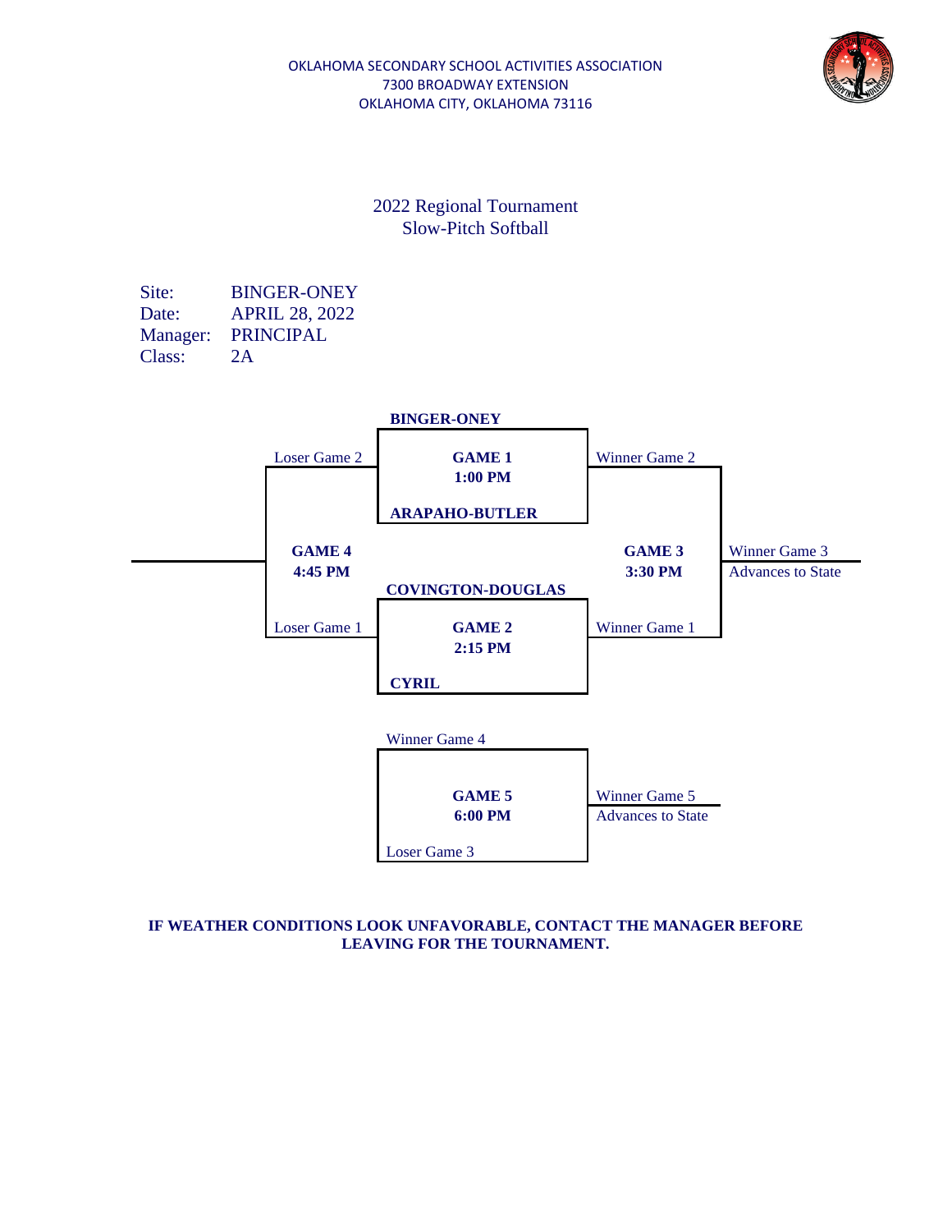OKLAHOMA SECONDARY SCHOOL ACTIVITIES ASSOCIATION
7300 BROADWAY EXTENSION
OKLAHOMA CITY, OKLAHOMA 73116

## 2022 Regional Tournament
## Slow-Pitch Softball

Site: BINGER-ONEY
Date: APRIL 28, 2022
Manager: PRINCIPAL
Class: 2A

**BINGER-ONEY**

**GAME 1**
**1:00 PM**

**ARAPAHO-BUTLER**

Loser Game 2

Winner Game 2

**GAME 4**
**4:45 PM**

**GAME 3**
**3:30 PM**

Winner Game 3
Advances to State

**COVINGTON-DOUGLAS**

**GAME 2**
**2:15 PM**

**CYRIL**

Loser Game 1

Winner Game 1

Winner Game 4

**GAME 5**
**6:00 PM**

Loser Game 3

Winner Game 5
Advances to State

**IF WEATHER CONDITIONS LOOK UNFAVORABLE, CONTACT THE MANAGER BEFORE LEAVING FOR THE TOURNAMENT.**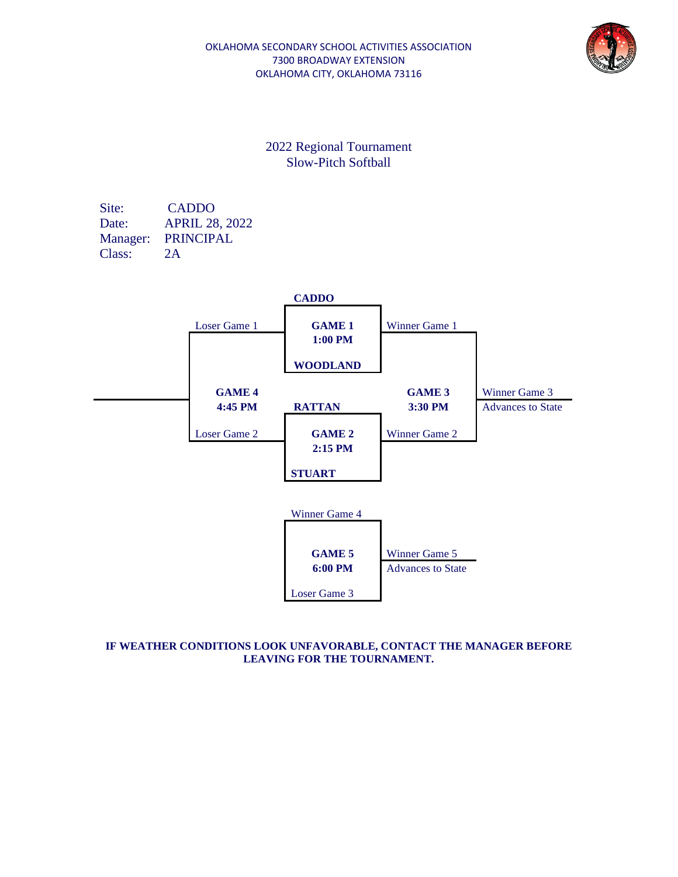OKLAHOMA SECONDARY SCHOOL ACTIVITIES ASSOCIATION
7300 BROADWAY EXTENSION
OKLAHOMA CITY, OKLAHOMA 73116

# 2022 Regional Tournament
## Slow-Pitch Softball

Site: CADDO
Date: APRIL 28, 2022
Manager: PRINCIPAL
Class: 2A

| Game | Time | Team 1 | Team 2 | Result |
|---|---|---|---|---|
| **GAME 1** | **1:00 PM** | **CADDO** | **WOODLAND** | Winner Game 1 → Game 3; Loser Game 1 → Game 4 |
| **GAME 2** | **2:15 PM** | **RATTAN** | **STUART** | Winner Game 2 → Game 3; Loser Game 2 → Game 4 |
| **GAME 3** | **3:30 PM** | Winner Game 1 | Winner Game 2 | Winner Game 3 Advances to State; Loser Game 3 → Game 5 |
| **GAME 4** | **4:45 PM** | Loser Game 1 | Loser Game 2 | Winner Game 4 → Game 5 |
| **GAME 5** | **6:00 PM** | Winner Game 4 | Loser Game 3 | Winner Game 5 Advances to State |

**IF WEATHER CONDITIONS LOOK UNFAVORABLE, CONTACT THE MANAGER BEFORE LEAVING FOR THE TOURNAMENT.**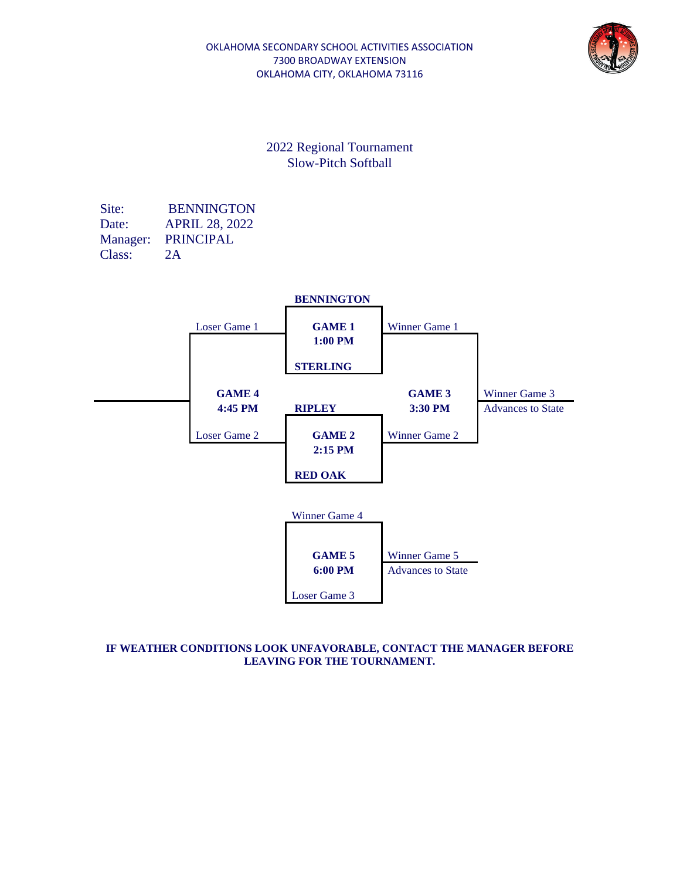OKLAHOMA SECONDARY SCHOOL ACTIVITIES ASSOCIATION
7300 BROADWAY EXTENSION
OKLAHOMA CITY, OKLAHOMA 73116

## 2022 Regional Tournament
## Slow-Pitch Softball

Site: BENNINGTON
Date: APRIL 28, 2022
Manager: PRINCIPAL
Class: 2A

**GAME 1** — **1:00 PM**
**BENNINGTON** vs. **STERLING**

**GAME 2** — **2:15 PM**
**RIPLEY** vs. **RED OAK**

**GAME 3** — **3:30 PM**
Winner Game 1 vs. Winner Game 2
Winner Game 3 Advances to State

**GAME 4** — **4:45 PM**
Loser Game 1 vs. Loser Game 2

**GAME 5** — **6:00 PM**
Winner Game 4 vs. Loser Game 3
Winner Game 5 Advances to State

**IF WEATHER CONDITIONS LOOK UNFAVORABLE, CONTACT THE MANAGER BEFORE LEAVING FOR THE TOURNAMENT.**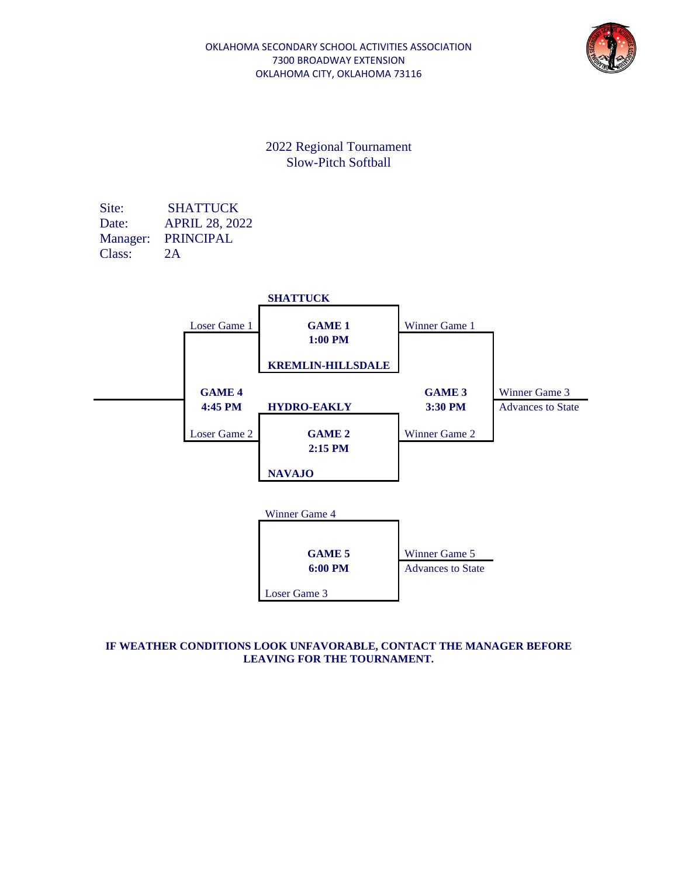OKLAHOMA SECONDARY SCHOOL ACTIVITIES ASSOCIATION
7300 BROADWAY EXTENSION
OKLAHOMA CITY, OKLAHOMA 73116

## 2022 Regional Tournament
## Slow-Pitch Softball

Site: SHATTUCK
Date: APRIL 28, 2022
Manager: PRINCIPAL
Class: 2A

**SHATTUCK**

Loser Game 1

**GAME 1**
**1:00 PM**

Winner Game 1

**KREMLIN-HILLSDALE**

**GAME 4**
**4:45 PM**

**HYDRO-EAKLY**

**GAME 3**
**3:30 PM**

Winner Game 3
Advances to State

Loser Game 2

**GAME 2**
**2:15 PM**

Winner Game 2

**NAVAJO**

Winner Game 4

**GAME 5**
**6:00 PM**

Winner Game 5
Advances to State

Loser Game 3

**IF WEATHER CONDITIONS LOOK UNFAVORABLE, CONTACT THE MANAGER BEFORE LEAVING FOR THE TOURNAMENT.**